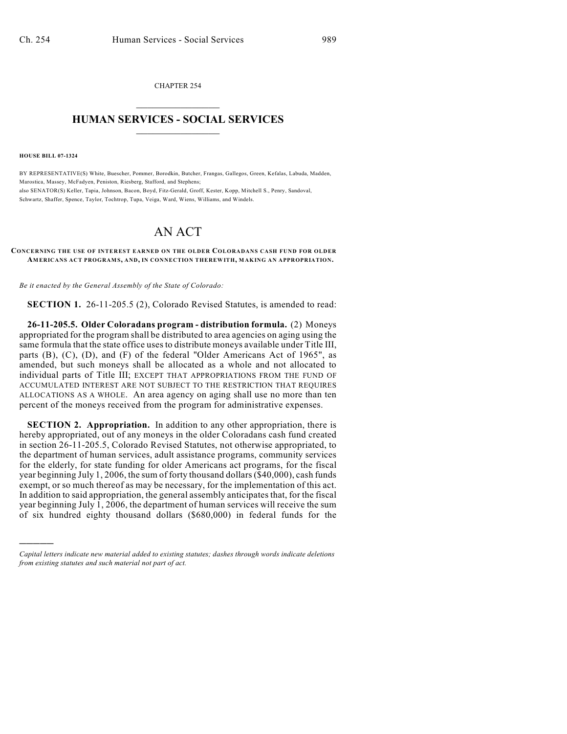CHAPTER 254

# HUMAN SERVICES - SOCIAL SERVICES

**HOUSE BILL 07-1324**

BY REPRESENTATIVE(S) White, Buescher, Pommer, Borodkin, Butcher, Frangas, Gallegos, Green, Kefalas, Labuda, Madden, Marostica, Massey, McFadyen, Peniston, Riesberg, Stafford, and Stephens;
also SENATOR(S) Keller, Tapia, Johnson, Bacon, Boyd, Fitz-Gerald, Groff, Kester, Kopp, Mitchell S., Penry, Sandoval, Schwartz, Shaffer, Spence, Taylor, Tochtrop, Tupa, Veiga, Ward, Wiens, Williams, and Windels.

# AN ACT

**CONCERNING THE USE OF INTEREST EARNED ON THE OLDER COLORADANS CASH FUND FOR OLDER AMERICANS ACT PROGRAMS, AND, IN CONNECTION THEREWITH, MAKING AN APPROPRIATION.**

*Be it enacted by the General Assembly of the State of Colorado:*

**SECTION 1.** 26-11-205.5 (2), Colorado Revised Statutes, is amended to read:

**26-11-205.5. Older Coloradans program - distribution formula.** (2) Moneys appropriated for the program shall be distributed to area agencies on aging using the same formula that the state office uses to distribute moneys available under Title III, parts (B), (C), (D), and (F) of the federal "Older Americans Act of 1965", as amended, but such moneys shall be allocated as a whole and not allocated to individual parts of Title III; EXCEPT THAT APPROPRIATIONS FROM THE FUND OF ACCUMULATED INTEREST ARE NOT SUBJECT TO THE RESTRICTION THAT REQUIRES ALLOCATIONS AS A WHOLE. An area agency on aging shall use no more than ten percent of the moneys received from the program for administrative expenses.

**SECTION 2. Appropriation.** In addition to any other appropriation, there is hereby appropriated, out of any moneys in the older Coloradans cash fund created in section 26-11-205.5, Colorado Revised Statutes, not otherwise appropriated, to the department of human services, adult assistance programs, community services for the elderly, for state funding for older Americans act programs, for the fiscal year beginning July 1, 2006, the sum of forty thousand dollars ($40,000), cash funds exempt, or so much thereof as may be necessary, for the implementation of this act. In addition to said appropriation, the general assembly anticipates that, for the fiscal year beginning July 1, 2006, the department of human services will receive the sum of six hundred eighty thousand dollars ($680,000) in federal funds for the

---

*Capital letters indicate new material added to existing statutes; dashes through words indicate deletions from existing statutes and such material not part of act.*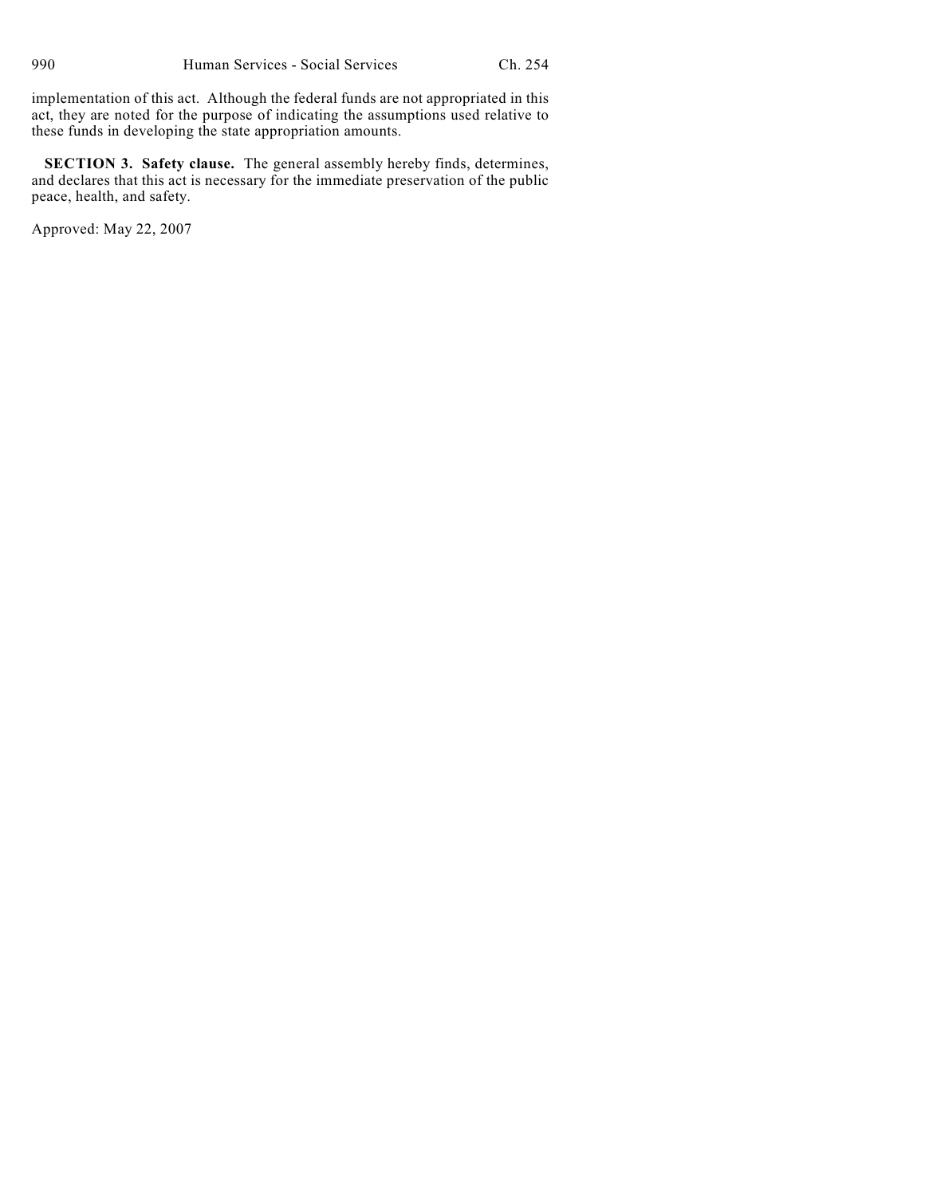implementation of this act. Although the federal funds are not appropriated in this act, they are noted for the purpose of indicating the assumptions used relative to these funds in developing the state appropriation amounts.

**SECTION 3. Safety clause.** The general assembly hereby finds, determines, and declares that this act is necessary for the immediate preservation of the public peace, health, and safety.

Approved: May 22, 2007